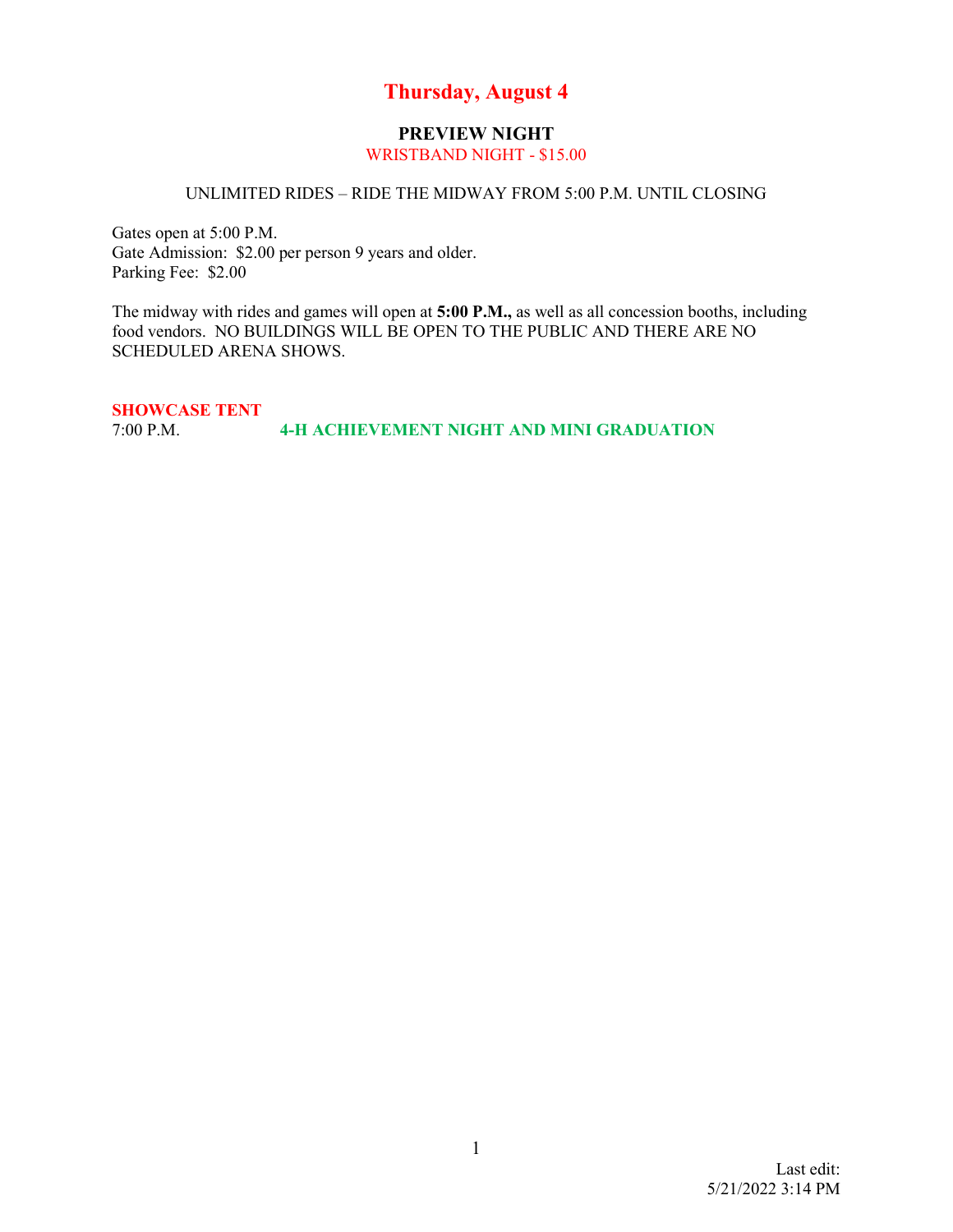# Thursday, August 4

## PREVIEW NIGHT

WRISTBAND NIGHT - $15.00

UNLIMITED RIDES – RIDE THE MIDWAY FROM 5:00 P.M. UNTIL CLOSING

Gates open at 5:00 P.M.
Gate Admission: $2.00 per person 9 years and older.
Parking Fee: $2.00

The midway with rides and games will open at **5:00 P.M.,** as well as all concession booths, including food vendors. NO BUILDINGS WILL BE OPEN TO THE PUBLIC AND THERE ARE NO SCHEDULED ARENA SHOWS.

**SHOWCASE TENT**

7:00 P.M. **4-H ACHIEVEMENT NIGHT AND MINI GRADUATION**

Last edit:
5/21/2022 3:14 PM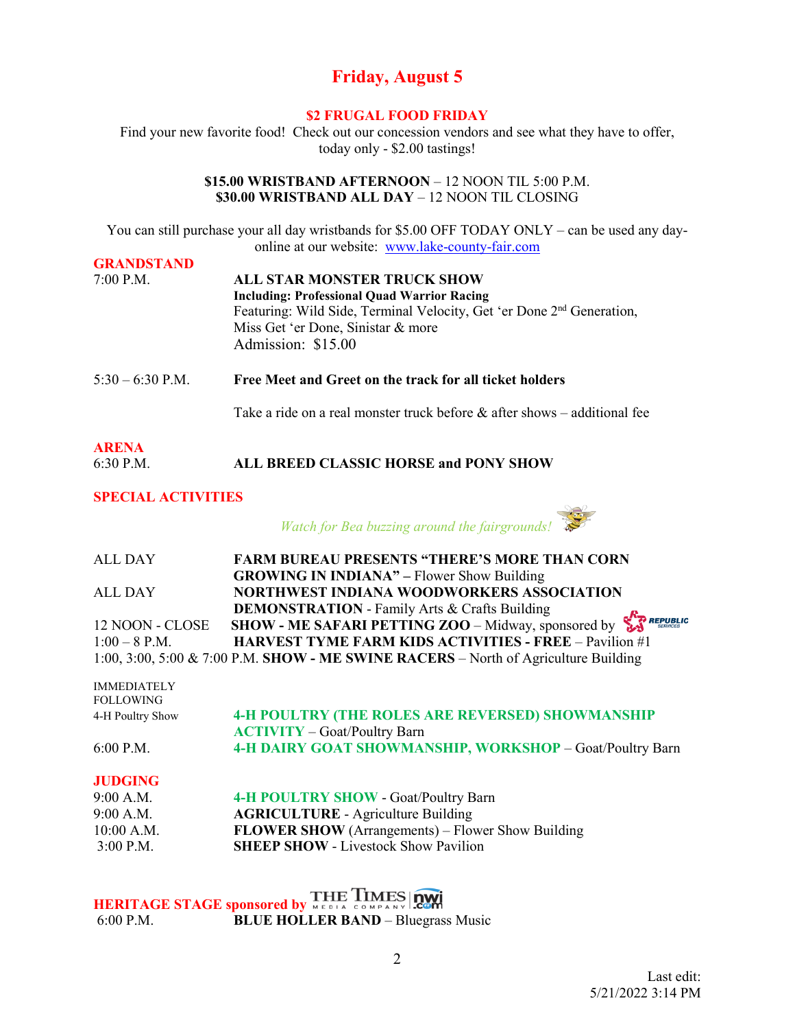# Friday, August 5

**$2 FRUGAL FOOD FRIDAY**

Find your new favorite food! Check out our concession vendors and see what they have to offer, today only - $2.00 tastings!

**$15.00 WRISTBAND AFTERNOON** – 12 NOON TIL 5:00 P.M.
**$30.00 WRISTBAND ALL DAY** – 12 NOON TIL CLOSING

You can still purchase your all day wristbands for $5.00 OFF TODAY ONLY – can be used any day- online at our website: www.lake-county-fair.com

## GRANDSTAND

7:00 P.M. — **ALL STAR MONSTER TRUCK SHOW**
**Including: Professional Quad Warrior Racing**
Featuring: Wild Side, Terminal Velocity, Get 'er Done 2nd Generation, Miss Get 'er Done, Sinistar & more
Admission: $15.00

5:30 – 6:30 P.M. — **Free Meet and Greet on the track for all ticket holders**

Take a ride on a real monster truck before & after shows – additional fee

## ARENA

6:30 P.M. — **ALL BREED CLASSIC HORSE and PONY SHOW**

## SPECIAL ACTIVITIES

*Watch for Bea buzzing around the fairgrounds!*

ALL DAY — **FARM BUREAU PRESENTS "THERE'S MORE THAN CORN GROWING IN INDIANA"** – Flower Show Building

ALL DAY — **NORTHWEST INDIANA WOODWORKERS ASSOCIATION DEMONSTRATION** - Family Arts & Crafts Building

12 NOON - CLOSE — **SHOW - ME SAFARI PETTING ZOO** – Midway, sponsored by Republic Services

1:00 – 8 P.M. — **HARVEST TYME FARM KIDS ACTIVITIES - FREE** – Pavilion #1

1:00, 3:00, 5:00 & 7:00 P.M. — **SHOW - ME SWINE RACERS** – North of Agriculture Building

IMMEDIATELY FOLLOWING 4-H Poultry Show — **4-H POULTRY (THE ROLES ARE REVERSED) SHOWMANSHIP ACTIVITY** – Goat/Poultry Barn

6:00 P.M. — **4-H DAIRY GOAT SHOWMANSHIP, WORKSHOP** – Goat/Poultry Barn

## JUDGING

9:00 A.M. — **4-H POULTRY SHOW** - Goat/Poultry Barn
9:00 A.M. — **AGRICULTURE** - Agriculture Building
10:00 A.M. — **FLOWER SHOW** (Arrangements) – Flower Show Building
3:00 P.M. — **SHEEP SHOW** - Livestock Show Pavilion

## HERITAGE STAGE sponsored by The Times Media Company nwi.com

6:00 P.M. — **BLUE HOLLER BAND** – Bluegrass Music

Last edit: 5/21/2022 3:14 PM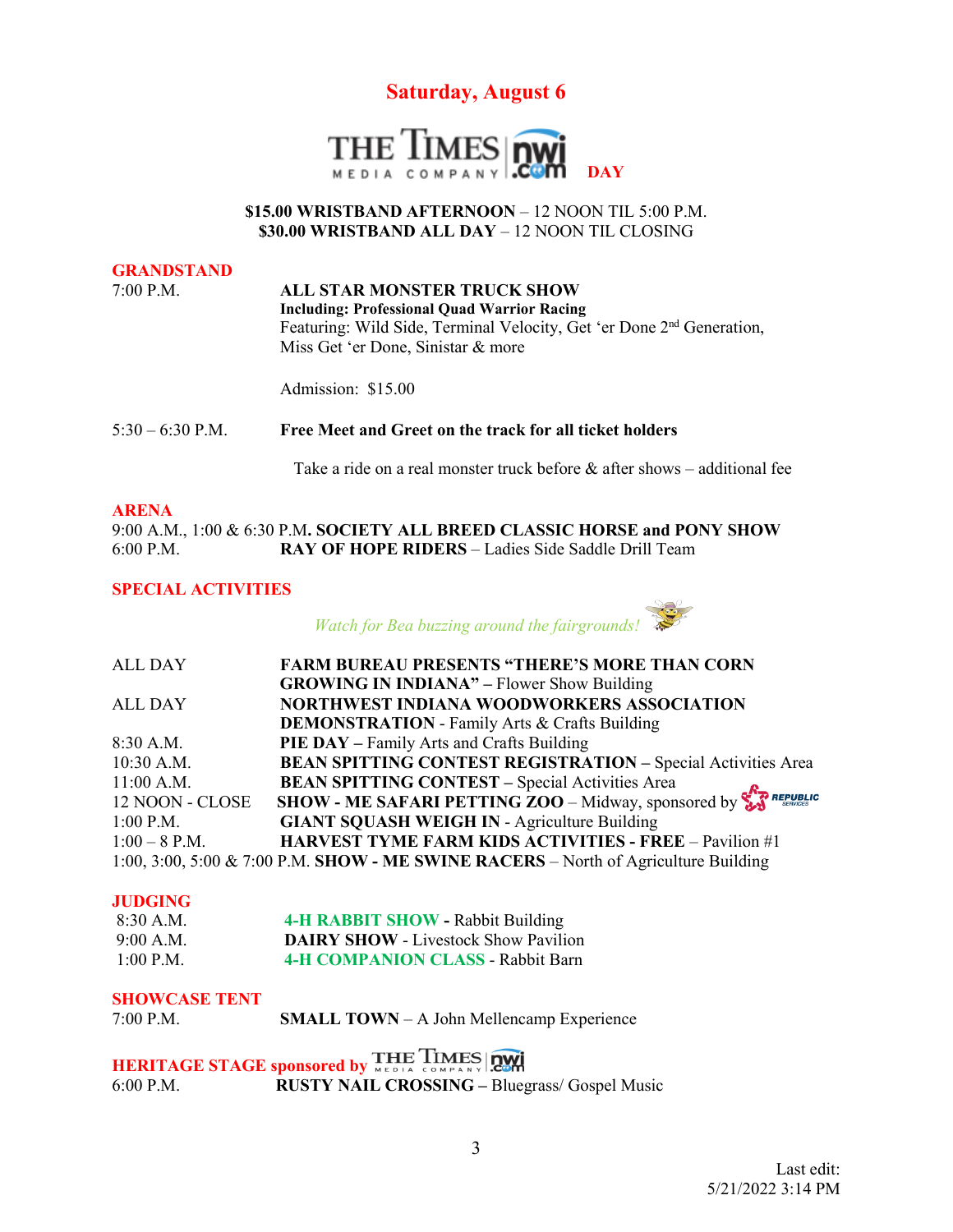# Saturday, August 6

## THE TIMES MEDIA COMPANY nwi.com DAY

**$15.00 WRISTBAND AFTERNOON** – 12 NOON TIL 5:00 P.M.
**$30.00 WRISTBAND ALL DAY** – 12 NOON TIL CLOSING

### GRANDSTAND

7:00 P.M. **ALL STAR MONSTER TRUCK SHOW**
**Including: Professional Quad Warrior Racing**
Featuring: Wild Side, Terminal Velocity, Get 'er Done 2nd Generation, Miss Get 'er Done, Sinistar & more

Admission: $15.00

5:30 – 6:30 P.M. **Free Meet and Greet on the track for all ticket holders**

Take a ride on a real monster truck before & after shows – additional fee

### ARENA

9:00 A.M., 1:00 & 6:30 P.M. **SOCIETY ALL BREED CLASSIC HORSE and PONY SHOW**
6:00 P.M. **RAY OF HOPE RIDERS** – Ladies Side Saddle Drill Team

### SPECIAL ACTIVITIES

*Watch for Bea buzzing around the fairgrounds!*

| | |
|---|---|
| ALL DAY | **FARM BUREAU PRESENTS "THERE'S MORE THAN CORN GROWING IN INDIANA"** – Flower Show Building |
| ALL DAY | **NORTHWEST INDIANA WOODWORKERS ASSOCIATION DEMONSTRATION** - Family Arts & Crafts Building |
| 8:30 A.M. | **PIE DAY** – Family Arts and Crafts Building |
| 10:30 A.M. | **BEAN SPITTING CONTEST REGISTRATION** – Special Activities Area |
| 11:00 A.M. | **BEAN SPITTING CONTEST** – Special Activities Area |
| 12 NOON - CLOSE | **SHOW - ME SAFARI PETTING ZOO** – Midway, sponsored by Republic Services |
| 1:00 P.M. | **GIANT SQUASH WEIGH IN** - Agriculture Building |
| 1:00 – 8 P.M. | **HARVEST TYME FARM KIDS ACTIVITIES - FREE** – Pavilion #1 |
| 1:00, 3:00, 5:00 & 7:00 P.M. | **SHOW - ME SWINE RACERS** – North of Agriculture Building |

### JUDGING

| | |
|---|---|
| 8:30 A.M. | **4-H RABBIT SHOW** - Rabbit Building |
| 9:00 A.M. | **DAIRY SHOW** - Livestock Show Pavilion |
| 1:00 P.M. | **4-H COMPANION CLASS** - Rabbit Barn |

### SHOWCASE TENT

7:00 P.M. **SMALL TOWN** – A John Mellencamp Experience

### HERITAGE STAGE sponsored by THE TIMES MEDIA COMPANY nwi.com

6:00 P.M. **RUSTY NAIL CROSSING** – Bluegrass/ Gospel Music

Last edit: 5/21/2022 3:14 PM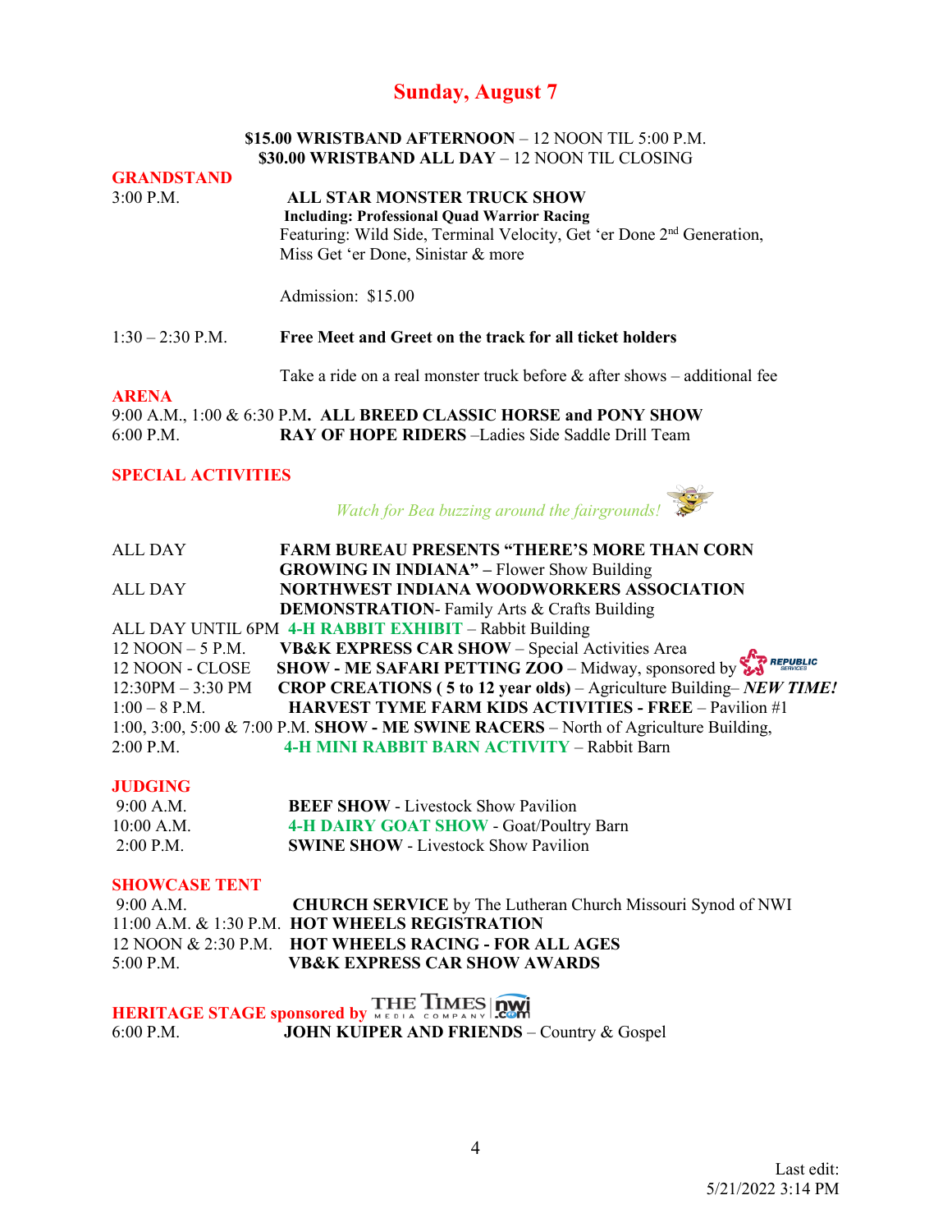# Sunday, August 7

**$15.00 WRISTBAND AFTERNOON** – 12 NOON TIL 5:00 P.M.
**$30.00 WRISTBAND ALL DAY** – 12 NOON TIL CLOSING

## GRANDSTAND

3:00 P.M. **ALL STAR MONSTER TRUCK SHOW**
**Including: Professional Quad Warrior Racing**
Featuring: Wild Side, Terminal Velocity, Get 'er Done 2nd Generation, Miss Get 'er Done, Sinistar & more

Admission: $15.00

1:30 – 2:30 P.M. **Free Meet and Greet on the track for all ticket holders**

Take a ride on a real monster truck before & after shows – additional fee

## ARENA

9:00 A.M., 1:00 & 6:30 P.M. **ALL BREED CLASSIC HORSE and PONY SHOW**
6:00 P.M. **RAY OF HOPE RIDERS** –Ladies Side Saddle Drill Team

## SPECIAL ACTIVITIES

*Watch for Bea buzzing around the fairgrounds!*

ALL DAY **FARM BUREAU PRESENTS "THERE'S MORE THAN CORN GROWING IN INDIANA"** – Flower Show Building
ALL DAY **NORTHWEST INDIANA WOODWORKERS ASSOCIATION DEMONSTRATION**- Family Arts & Crafts Building
ALL DAY UNTIL 6PM **4-H RABBIT EXHIBIT** – Rabbit Building
12 NOON – 5 P.M. **VB&K EXPRESS CAR SHOW** – Special Activities Area
12 NOON - CLOSE **SHOW - ME SAFARI PETTING ZOO** – Midway, sponsored by REPUBLIC SERVICES
12:30PM – 3:30 PM **CROP CREATIONS ( 5 to 12 year olds)** – Agriculture Building– ***NEW TIME!***
1:00 – 8 P.M. **HARVEST TYME FARM KIDS ACTIVITIES - FREE** – Pavilion #1
1:00, 3:00, 5:00 & 7:00 P.M. **SHOW - ME SWINE RACERS** – North of Agriculture Building,
2:00 P.M. **4-H MINI RABBIT BARN ACTIVITY** – Rabbit Barn

## JUDGING

9:00 A.M. **BEEF SHOW** - Livestock Show Pavilion
10:00 A.M. **4-H DAIRY GOAT SHOW** - Goat/Poultry Barn
2:00 P.M. **SWINE SHOW** - Livestock Show Pavilion

## SHOWCASE TENT

9:00 A.M. **CHURCH SERVICE** by The Lutheran Church Missouri Synod of NWI
11:00 A.M. & 1:30 P.M. **HOT WHEELS REGISTRATION**
12 NOON & 2:30 P.M. **HOT WHEELS RACING - FOR ALL AGES**
5:00 P.M. **VB&K EXPRESS CAR SHOW AWARDS**

## HERITAGE STAGE sponsored by THE TIMES MEDIA COMPANY nwi.com

6:00 P.M. **JOHN KUIPER AND FRIENDS** – Country & Gospel

Last edit: 5/21/2022 3:14 PM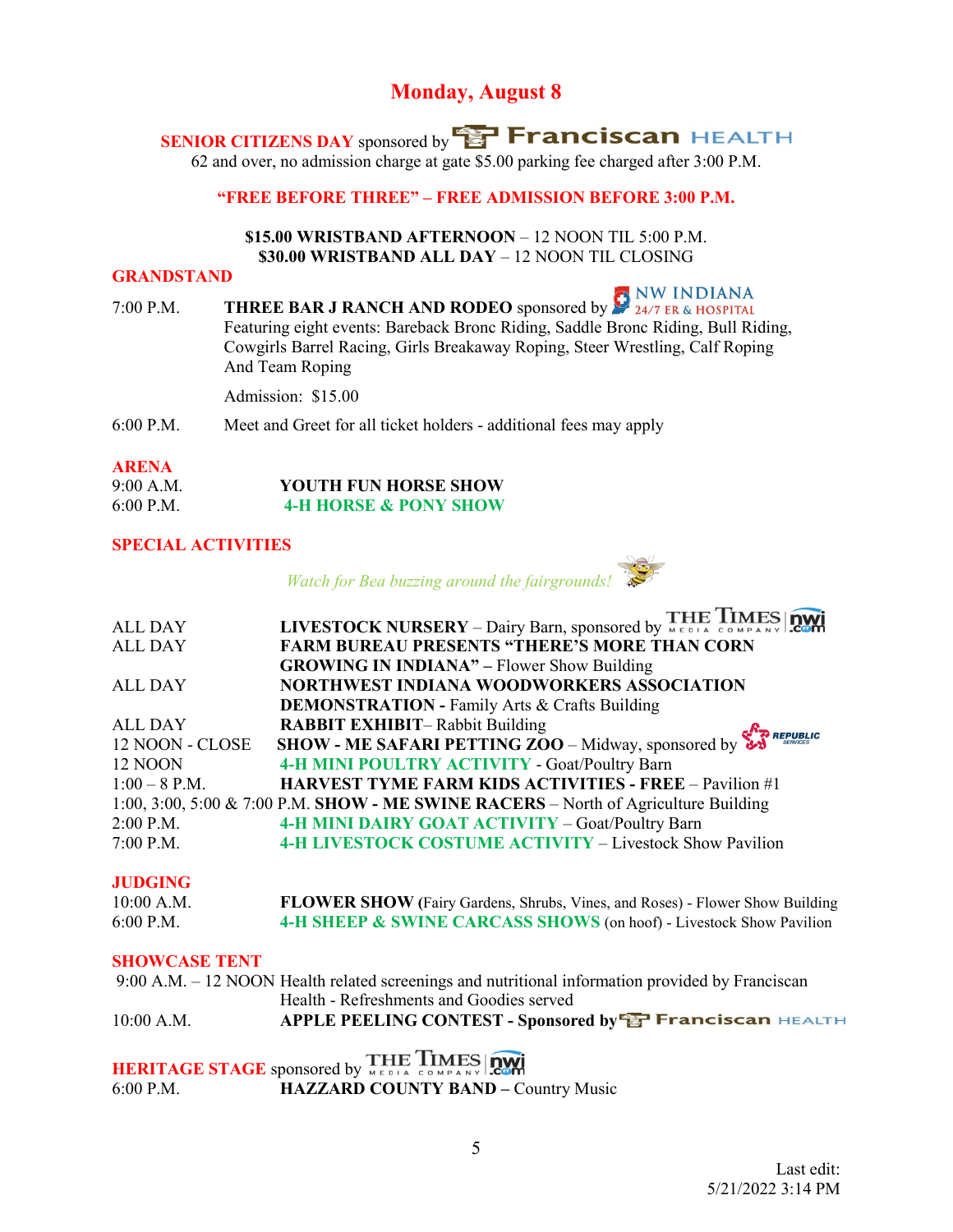# Monday, August 8

**SENIOR CITIZENS DAY** sponsored by Franciscan HEALTH
62 and over, no admission charge at gate $5.00 parking fee charged after 3:00 P.M.

**"FREE BEFORE THREE" – FREE ADMISSION BEFORE 3:00 P.M.**

**$15.00 WRISTBAND AFTERNOON** – 12 NOON TIL 5:00 P.M.
**$30.00 WRISTBAND ALL DAY** – 12 NOON TIL CLOSING

## GRANDSTAND

7:00 P.M. **THREE BAR J RANCH AND RODEO** sponsored by NW INDIANA 24/7 ER & HOSPITAL
Featuring eight events: Bareback Bronc Riding, Saddle Bronc Riding, Bull Riding, Cowgirls Barrel Racing, Girls Breakaway Roping, Steer Wrestling, Calf Roping And Team Roping

Admission: $15.00

6:00 P.M. Meet and Greet for all ticket holders - additional fees may apply

## ARENA

9:00 A.M. **YOUTH FUN HORSE SHOW**
6:00 P.M. **4-H HORSE & PONY SHOW**

## SPECIAL ACTIVITIES

*Watch for Bea buzzing around the fairgrounds!*

ALL DAY **LIVESTOCK NURSERY** – Dairy Barn, sponsored by THE TIMES MEDIA COMPANY nwi.com
ALL DAY **FARM BUREAU PRESENTS "THERE'S MORE THAN CORN GROWING IN INDIANA"** – Flower Show Building
ALL DAY **NORTHWEST INDIANA WOODWORKERS ASSOCIATION DEMONSTRATION** - Family Arts & Crafts Building
ALL DAY **RABBIT EXHIBIT**– Rabbit Building
12 NOON - CLOSE **SHOW - ME SAFARI PETTING ZOO** – Midway, sponsored by REPUBLIC SERVICES
12 NOON **4-H MINI POULTRY ACTIVITY** - Goat/Poultry Barn
1:00 – 8 P.M. **HARVEST TYME FARM KIDS ACTIVITIES - FREE** – Pavilion #1
1:00, 3:00, 5:00 & 7:00 P.M. **SHOW - ME SWINE RACERS** – North of Agriculture Building
2:00 P.M. **4-H MINI DAIRY GOAT ACTIVITY** – Goat/Poultry Barn
7:00 P.M. **4-H LIVESTOCK COSTUME ACTIVITY** – Livestock Show Pavilion

## JUDGING

10:00 A.M. **FLOWER SHOW** (Fairy Gardens, Shrubs, Vines, and Roses) - Flower Show Building
6:00 P.M. **4-H SHEEP & SWINE CARCASS SHOWS** (on hoof) - Livestock Show Pavilion

## SHOWCASE TENT

9:00 A.M. – 12 NOON Health related screenings and nutritional information provided by Franciscan Health - Refreshments and Goodies served
10:00 A.M. **APPLE PEELING CONTEST - Sponsored by** Franciscan HEALTH

## HERITAGE STAGE sponsored by THE TIMES MEDIA COMPANY nwi.com

6:00 P.M. **HAZZARD COUNTY BAND** – Country Music

Last edit:
5/21/2022 3:14 PM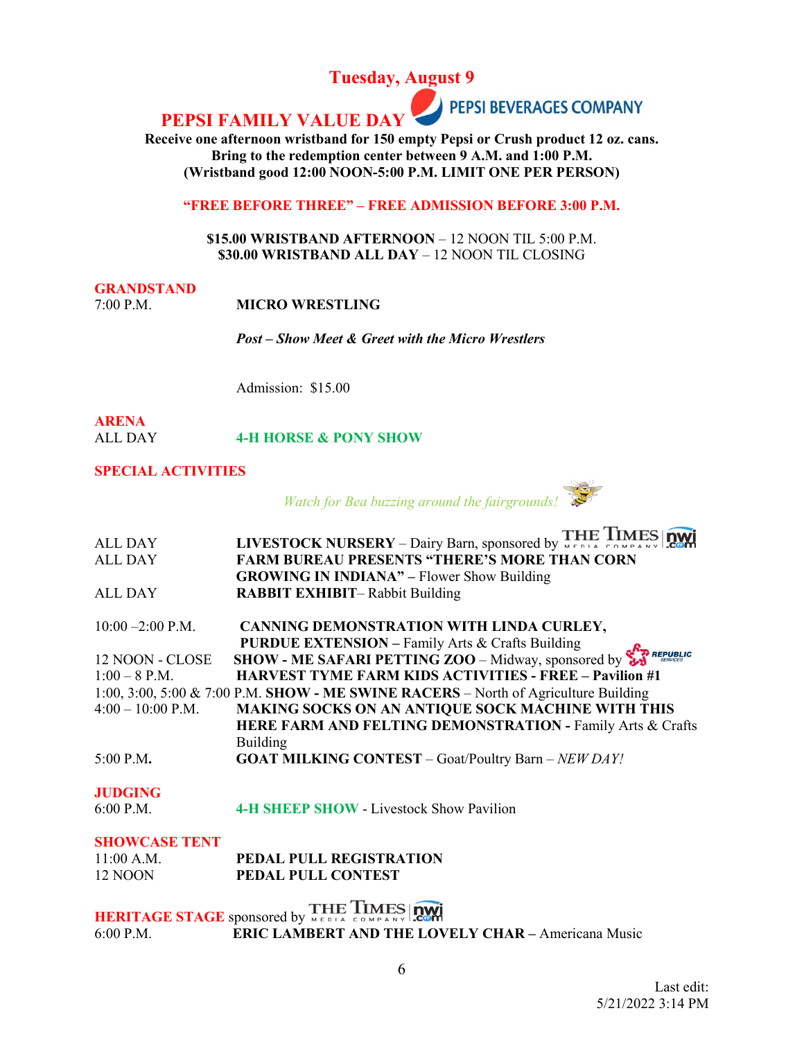# Tuesday, August 9

## PEPSI FAMILY VALUE DAY

PEPSI BEVERAGES COMPANY

**Receive one afternoon wristband for 150 empty Pepsi or Crush product 12 oz. cans.**
**Bring to the redemption center between 9 A.M. and 1:00 P.M.**
**(Wristband good 12:00 NOON-5:00 P.M. LIMIT ONE PER PERSON)**

**"FREE BEFORE THREE" – FREE ADMISSION BEFORE 3:00 P.M.**

**$15.00 WRISTBAND AFTERNOON** – 12 NOON TIL 5:00 P.M.
**$30.00 WRISTBAND ALL DAY** – 12 NOON TIL CLOSING

### GRANDSTAND

7:00 P.M. — **MICRO WRESTLING**

***Post – Show Meet & Greet with the Micro Wrestlers***

Admission: $15.00

### ARENA

ALL DAY — **4-H HORSE & PONY SHOW**

### SPECIAL ACTIVITIES

*Watch for Bea buzzing around the fairgrounds!*

| | |
|---|---|
| ALL DAY | **LIVESTOCK NURSERY** – Dairy Barn, sponsored by THE TIMES MEDIA COMPANY nwi.com |
| ALL DAY | **FARM BUREAU PRESENTS "THERE'S MORE THAN CORN GROWING IN INDIANA"** – Flower Show Building |
| ALL DAY | **RABBIT EXHIBIT**– Rabbit Building |
| 10:00 –2:00 P.M. | **CANNING DEMONSTRATION WITH LINDA CURLEY, PURDUE EXTENSION** – Family Arts & Crafts Building |
| 12 NOON - CLOSE | **SHOW - ME SAFARI PETTING ZOO** – Midway, sponsored by REPUBLIC SERVICES |
| 1:00 – 8 P.M. | **HARVEST TYME FARM KIDS ACTIVITIES - FREE – Pavilion #1** |
| 1:00, 3:00, 5:00 & 7:00 P.M. | **SHOW - ME SWINE RACERS** – North of Agriculture Building |
| 4:00 – 10:00 P.M. | **MAKING SOCKS ON AN ANTIQUE SOCK MACHINE WITH THIS HERE FARM AND FELTING DEMONSTRATION -** Family Arts & Crafts Building |
| 5:00 P.M. | **GOAT MILKING CONTEST** – Goat/Poultry Barn – *NEW DAY!* |

### JUDGING

6:00 P.M. — **4-H SHEEP SHOW** - Livestock Show Pavilion

### SHOWCASE TENT

11:00 A.M. — **PEDAL PULL REGISTRATION**
12 NOON — **PEDAL PULL CONTEST**

### HERITAGE STAGE sponsored by THE TIMES MEDIA COMPANY nwi.com

6:00 P.M. — **ERIC LAMBERT AND THE LOVELY CHAR –** Americana Music

Last edit:
5/21/2022 3:14 PM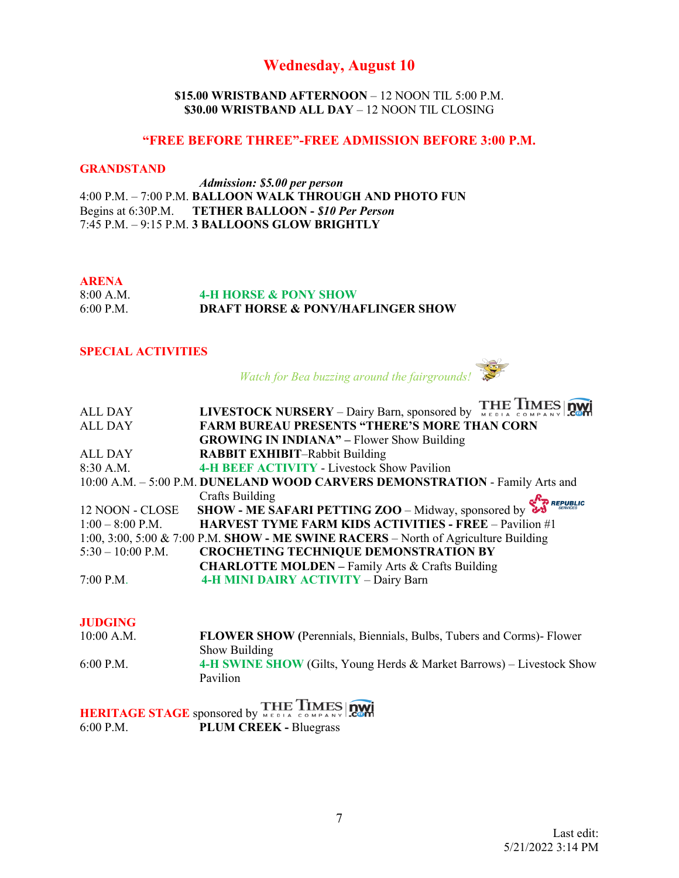# Wednesday, August 10

**$15.00 WRISTBAND AFTERNOON** – 12 NOON TIL 5:00 P.M.
**$30.00 WRISTBAND ALL DAY** – 12 NOON TIL CLOSING

**"FREE BEFORE THREE"-FREE ADMISSION BEFORE 3:00 P.M.**

## GRANDSTAND

***Admission: $5.00 per person***

4:00 P.M. – 7:00 P.M. **BALLOON WALK THROUGH AND PHOTO FUN**
Begins at 6:30P.M. **TETHER BALLOON - *$10 Per Person***
7:45 P.M. – 9:15 P.M. **3 BALLOONS GLOW BRIGHTLY**

## ARENA

| | |
|---|---|
| 8:00 A.M. | **4-H HORSE & PONY SHOW** |
| 6:00 P.M. | **DRAFT HORSE & PONY/HAFLINGER SHOW** |

## SPECIAL ACTIVITIES

*Watch for Bea buzzing around the fairgrounds!*

| | |
|---|---|
| ALL DAY | **LIVESTOCK NURSERY** – Dairy Barn, sponsored by THE TIMES MEDIA COMPANY nwi.com |
| ALL DAY | **FARM BUREAU PRESENTS "THERE'S MORE THAN CORN GROWING IN INDIANA" –** Flower Show Building |
| ALL DAY | **RABBIT EXHIBIT**–Rabbit Building |
| 8:30 A.M. | **4-H BEEF ACTIVITY** - Livestock Show Pavilion |
| 10:00 A.M. – 5:00 P.M. | **DUNELAND WOOD CARVERS DEMONSTRATION** - Family Arts and Crafts Building |
| 12 NOON - CLOSE | **SHOW - ME SAFARI PETTING ZOO** – Midway, sponsored by REPUBLIC SERVICES |
| 1:00 – 8:00 P.M. | **HARVEST TYME FARM KIDS ACTIVITIES - FREE** – Pavilion #1 |
| 1:00, 3:00, 5:00 & 7:00 P.M. | **SHOW - ME SWINE RACERS** – North of Agriculture Building |
| 5:30 – 10:00 P.M. | **CROCHETING TECHNIQUE DEMONSTRATION BY CHARLOTTE MOLDEN –** Family Arts & Crafts Building |
| 7:00 P.M. | **4-H MINI DAIRY ACTIVITY** – Dairy Barn |

## JUDGING

| | |
|---|---|
| 10:00 A.M. | **FLOWER SHOW (**Perennials, Biennials, Bulbs, Tubers and Corms)- Flower Show Building |
| 6:00 P.M. | **4-H SWINE SHOW** (Gilts, Young Herds & Market Barrows) – Livestock Show Pavilion |

## HERITAGE STAGE sponsored by THE TIMES MEDIA COMPANY nwi.com

| | |
|---|---|
| 6:00 P.M. | **PLUM CREEK -** Bluegrass |

Last edit:
5/21/2022 3:14 PM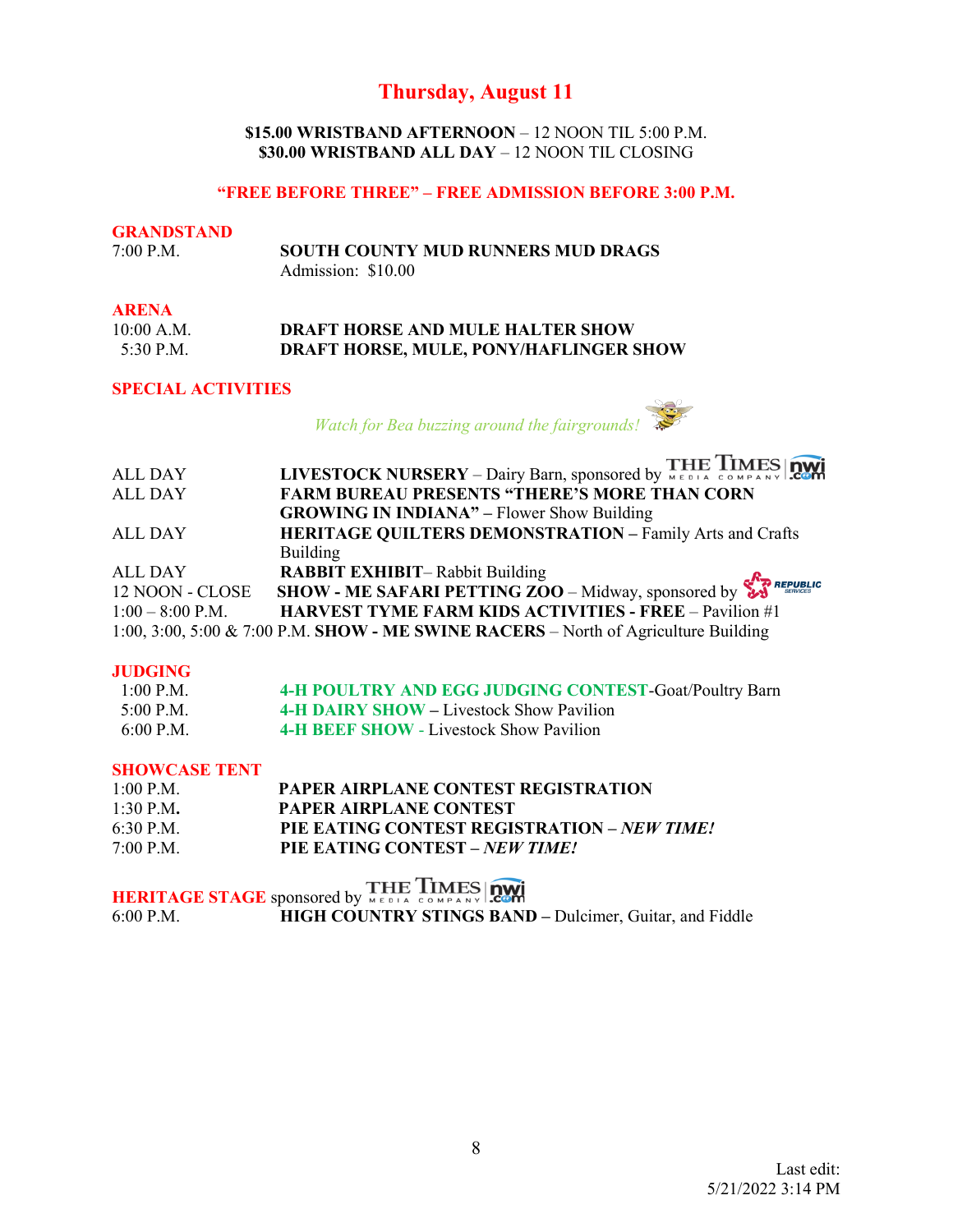# Thursday, August 11

**$15.00 WRISTBAND AFTERNOON** – 12 NOON TIL 5:00 P.M.
**$30.00 WRISTBAND ALL DAY** – 12 NOON TIL CLOSING

**"FREE BEFORE THREE" – FREE ADMISSION BEFORE 3:00 P.M.**

## GRANDSTAND

| | |
|---|---|
| 7:00 P.M. | **SOUTH COUNTY MUD RUNNERS MUD DRAGS** Admission: $10.00 |

## ARENA

| | |
|---|---|
| 10:00 A.M. | **DRAFT HORSE AND MULE HALTER SHOW** |
| 5:30 P.M. | **DRAFT HORSE, MULE, PONY/HAFLINGER SHOW** |

## SPECIAL ACTIVITIES

*Watch for Bea buzzing around the fairgrounds!*

| | |
|---|---|
| ALL DAY | **LIVESTOCK NURSERY** – Dairy Barn, sponsored by THE TIMES MEDIA COMPANY nwi.com |
| ALL DAY | **FARM BUREAU PRESENTS "THERE'S MORE THAN CORN GROWING IN INDIANA"** – Flower Show Building |
| ALL DAY | **HERITAGE QUILTERS DEMONSTRATION** – Family Arts and Crafts Building |
| ALL DAY | **RABBIT EXHIBIT**– Rabbit Building |
| 12 NOON - CLOSE | **SHOW - ME SAFARI PETTING ZOO** – Midway, sponsored by REPUBLIC SERVICES |
| 1:00 – 8:00 P.M. | **HARVEST TYME FARM KIDS ACTIVITIES - FREE** – Pavilion #1 |
| 1:00, 3:00, 5:00 & 7:00 P.M. | **SHOW - ME SWINE RACERS** – North of Agriculture Building |

## JUDGING

| | |
|---|---|
| 1:00 P.M. | **4-H POULTRY AND EGG JUDGING CONTEST**-Goat/Poultry Barn |
| 5:00 P.M. | **4-H DAIRY SHOW** – Livestock Show Pavilion |
| 6:00 P.M. | **4-H BEEF SHOW** - Livestock Show Pavilion |

## SHOWCASE TENT

| | |
|---|---|
| 1:00 P.M. | **PAPER AIRPLANE CONTEST REGISTRATION** |
| 1:30 P.M. | **PAPER AIRPLANE CONTEST** |
| 6:30 P.M. | **PIE EATING CONTEST REGISTRATION – *NEW TIME!*** |
| 7:00 P.M. | **PIE EATING CONTEST – *NEW TIME!*** |

## HERITAGE STAGE sponsored by THE TIMES MEDIA COMPANY nwi.com

| | |
|---|---|
| 6:00 P.M. | **HIGH COUNTRY STINGS BAND –** Dulcimer, Guitar, and Fiddle |

Last edit: 5/21/2022 3:14 PM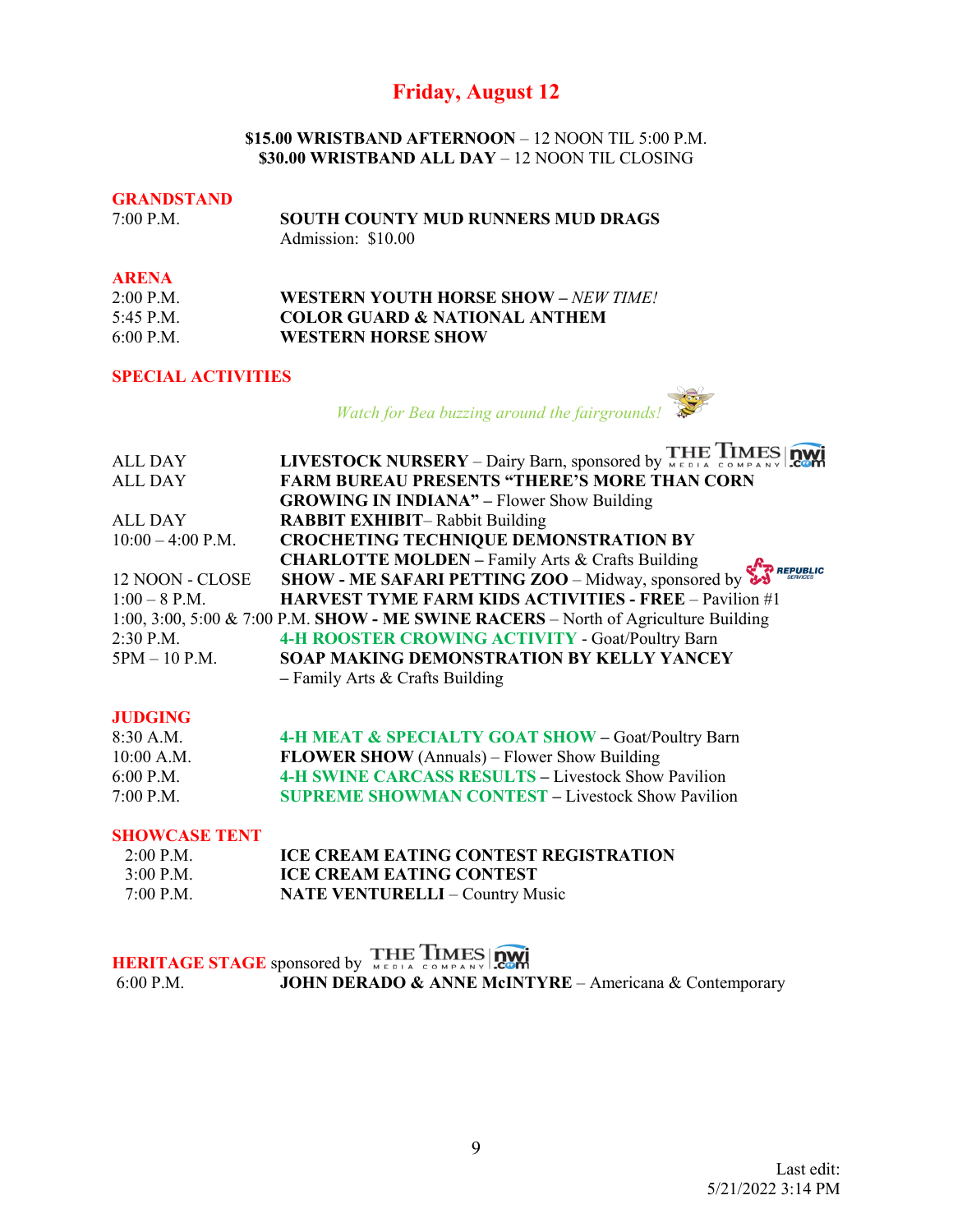# Friday, August 12

**$15.00 WRISTBAND AFTERNOON** – 12 NOON TIL 5:00 P.M.
**$30.00 WRISTBAND ALL DAY** – 12 NOON TIL CLOSING

## GRANDSTAND

| | |
|---|---|
| 7:00 P.M. | **SOUTH COUNTY MUD RUNNERS MUD DRAGS** Admission: $10.00 |

## ARENA

| | |
|---|---|
| 2:00 P.M. | **WESTERN YOUTH HORSE SHOW –** *NEW TIME!* |
| 5:45 P.M. | **COLOR GUARD & NATIONAL ANTHEM** |
| 6:00 P.M. | **WESTERN HORSE SHOW** |

## SPECIAL ACTIVITIES

*Watch for Bea buzzing around the fairgrounds!*

| | |
|---|---|
| ALL DAY | **LIVESTOCK NURSERY** – Dairy Barn, sponsored by THE TIMES MEDIA COMPANY nwi.com |
| ALL DAY | **FARM BUREAU PRESENTS "THERE'S MORE THAN CORN GROWING IN INDIANA" –** Flower Show Building |
| ALL DAY | **RABBIT EXHIBIT**– Rabbit Building |
| 10:00 – 4:00 P.M. | **CROCHETING TECHNIQUE DEMONSTRATION BY CHARLOTTE MOLDEN –** Family Arts & Crafts Building |
| 12 NOON - CLOSE | **SHOW - ME SAFARI PETTING ZOO** – Midway, sponsored by REPUBLIC SERVICES |
| 1:00 – 8 P.M. | **HARVEST TYME FARM KIDS ACTIVITIES - FREE** – Pavilion #1 |
| 1:00, 3:00, 5:00 & 7:00 P.M. | **SHOW - ME SWINE RACERS** – North of Agriculture Building |
| 2:30 P.M. | **4-H ROOSTER CROWING ACTIVITY** - Goat/Poultry Barn |
| 5PM – 10 P.M. | **SOAP MAKING DEMONSTRATION BY KELLY YANCEY** – Family Arts & Crafts Building |

## JUDGING

| | |
|---|---|
| 8:30 A.M. | **4-H MEAT & SPECIALTY GOAT SHOW –** Goat/Poultry Barn |
| 10:00 A.M. | **FLOWER SHOW** (Annuals) – Flower Show Building |
| 6:00 P.M. | **4-H SWINE CARCASS RESULTS –** Livestock Show Pavilion |
| 7:00 P.M. | **SUPREME SHOWMAN CONTEST –** Livestock Show Pavilion |

## SHOWCASE TENT

| | |
|---|---|
| 2:00 P.M. | **ICE CREAM EATING CONTEST REGISTRATION** |
| 3:00 P.M. | **ICE CREAM EATING CONTEST** |
| 7:00 P.M. | **NATE VENTURELLI** – Country Music |

## HERITAGE STAGE sponsored by THE TIMES MEDIA COMPANY nwi.com

| | |
|---|---|
| 6:00 P.M. | **JOHN DERADO & ANNE McINTYRE** – Americana & Contemporary |

Last edit:
5/21/2022 3:14 PM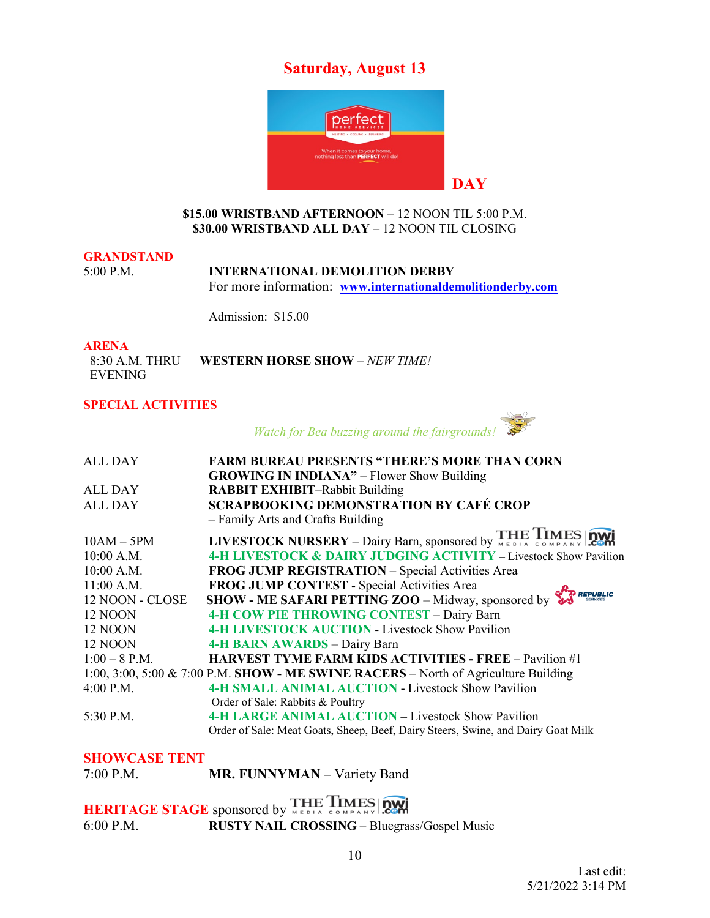# Saturday, August 13

perfect

HOME SERVICES

HEATING • COOLING • PLUMBING

When it comes to your home, nothing less than **PERFECT** will do!

## DAY

**$15.00 WRISTBAND AFTERNOON** – 12 NOON TIL 5:00 P.M.
**$30.00 WRISTBAND ALL DAY** – 12 NOON TIL CLOSING

## GRANDSTAND

5:00 P.M. — **INTERNATIONAL DEMOLITION DERBY**
For more information: www.internationaldemolitionderby.com

Admission: $15.00

## ARENA

8:30 A.M. THRU EVENING — **WESTERN HORSE SHOW** – *NEW TIME!*

## SPECIAL ACTIVITIES

*Watch for Bea buzzing around the fairgrounds!*

| Time | Activity |
|---|---|
| ALL DAY | **FARM BUREAU PRESENTS "THERE'S MORE THAN CORN GROWING IN INDIANA"** – Flower Show Building |
| ALL DAY | **RABBIT EXHIBIT**–Rabbit Building |
| ALL DAY | **SCRAPBOOKING DEMONSTRATION BY CAFÉ CROP** – Family Arts and Crafts Building |
| 10AM – 5PM | **LIVESTOCK NURSERY** – Dairy Barn, sponsored by THE TIMES MEDIA COMPANY nwi.com |
| 10:00 A.M. | **4-H LIVESTOCK & DAIRY JUDGING ACTIVITY** – Livestock Show Pavilion |
| 10:00 A.M. | **FROG JUMP REGISTRATION** – Special Activities Area |
| 11:00 A.M. | **FROG JUMP CONTEST** - Special Activities Area |
| 12 NOON - CLOSE | **SHOW - ME SAFARI PETTING ZOO** – Midway, sponsored by REPUBLIC SERVICES |
| 12 NOON | **4-H COW PIE THROWING CONTEST** – Dairy Barn |
| 12 NOON | **4-H LIVESTOCK AUCTION** - Livestock Show Pavilion |
| 12 NOON | **4-H BARN AWARDS** – Dairy Barn |
| 1:00 – 8 P.M. | **HARVEST TYME FARM KIDS ACTIVITIES - FREE** – Pavilion #1 |
| 1:00, 3:00, 5:00 & 7:00 P.M. | **SHOW - ME SWINE RACERS** – North of Agriculture Building |
| 4:00 P.M. | **4-H SMALL ANIMAL AUCTION** - Livestock Show Pavilion<br>Order of Sale: Rabbits & Poultry |
| 5:30 P.M. | **4-H LARGE ANIMAL AUCTION** – Livestock Show Pavilion<br>Order of Sale: Meat Goats, Sheep, Beef, Dairy Steers, Swine, and Dairy Goat Milk |

## SHOWCASE TENT

7:00 P.M. — **MR. FUNNYMAN** – Variety Band

## HERITAGE STAGE sponsored by THE TIMES MEDIA COMPANY nwi.com

6:00 P.M. — **RUSTY NAIL CROSSING** – Bluegrass/Gospel Music

Last edit:
5/21/2022 3:14 PM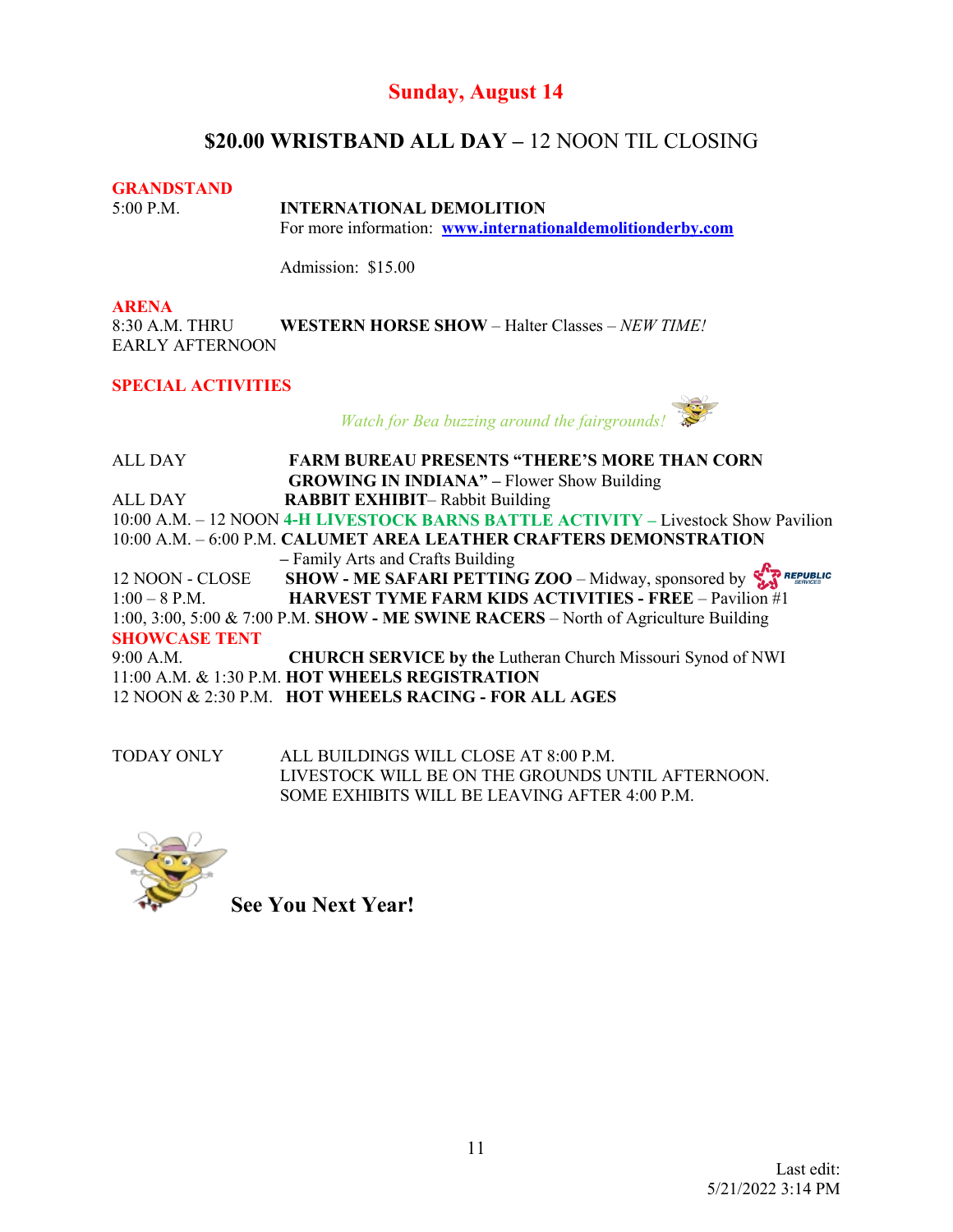# Sunday, August 14

## $20.00 WRISTBAND ALL DAY – 12 NOON TIL CLOSING

**GRANDSTAND**

5:00 P.M. **INTERNATIONAL DEMOLITION**
For more information: [www.internationaldemolitionderby.com](http://www.internationaldemolitionderby.com)

Admission: $15.00

**ARENA**

8:30 A.M. THRU EARLY AFTERNOON **WESTERN HORSE SHOW** – Halter Classes – *NEW TIME!*

**SPECIAL ACTIVITIES**

*Watch for Bea buzzing around the fairgrounds!*

ALL DAY **FARM BUREAU PRESENTS "THERE'S MORE THAN CORN GROWING IN INDIANA" –** Flower Show Building

ALL DAY **RABBIT EXHIBIT**– Rabbit Building

10:00 A.M. – 12 NOON **4-H LIVESTOCK BARNS BATTLE ACTIVITY –** Livestock Show Pavilion

10:00 A.M. – 6:00 P.M. **CALUMET AREA LEATHER CRAFTERS DEMONSTRATION –** Family Arts and Crafts Building

12 NOON - CLOSE **SHOW - ME SAFARI PETTING ZOO** – Midway, sponsored by REPUBLIC SERVICES

1:00 – 8 P.M. **HARVEST TYME FARM KIDS ACTIVITIES - FREE** – Pavilion #1

1:00, 3:00, 5:00 & 7:00 P.M. **SHOW - ME SWINE RACERS** – North of Agriculture Building

**SHOWCASE TENT**

9:00 A.M. **CHURCH SERVICE by the** Lutheran Church Missouri Synod of NWI

11:00 A.M. & 1:30 P.M. **HOT WHEELS REGISTRATION**

12 NOON & 2:30 P.M. **HOT WHEELS RACING - FOR ALL AGES**

TODAY ONLY ALL BUILDINGS WILL CLOSE AT 8:00 P.M.
LIVESTOCK WILL BE ON THE GROUNDS UNTIL AFTERNOON.
SOME EXHIBITS WILL BE LEAVING AFTER 4:00 P.M.

**See You Next Year!**

Last edit:
5/21/2022 3:14 PM